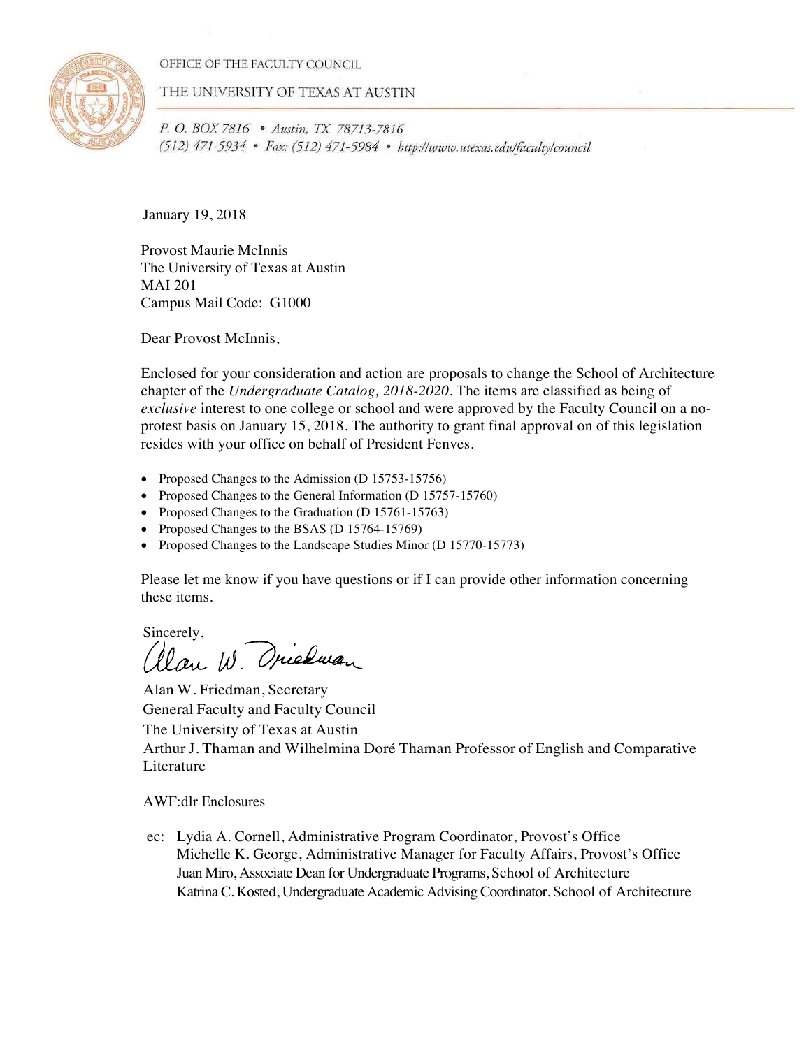OFFICE OF THE FACULTY COUNCIL

THE UNIVERSITY OF TEXAS AT AUSTIN

*P. O. BOX 7816 • Austin, TX 78713-7816*
*(512) 471-5934 • Fax: (512) 471-5984 • http://www.utexas.edu/faculty/council*

January 19, 2018

Provost Maurie McInnis
The University of Texas at Austin
MAI 201
Campus Mail Code: G1000

Dear Provost McInnis,

Enclosed for your consideration and action are proposals to change the School of Architecture chapter of the *Undergraduate Catalog, 2018-2020*. The items are classified as being of *exclusive* interest to one college or school and were approved by the Faculty Council on a no-protest basis on January 15, 2018. The authority to grant final approval on of this legislation resides with your office on behalf of President Fenves.

- Proposed Changes to the Admission (D 15753-15756)
- Proposed Changes to the General Information (D 15757-15760)
- Proposed Changes to the Graduation (D 15761-15763)
- Proposed Changes to the BSAS (D 15764-15769)
- Proposed Changes to the Landscape Studies Minor (D 15770-15773)

Please let me know if you have questions or if I can provide other information concerning these items.

Sincerely,

Alan W. Friedman

Alan W. Friedman, Secretary
General Faculty and Faculty Council
The University of Texas at Austin
Arthur J. Thaman and Wilhelmina Doré Thaman Professor of English and Comparative Literature

AWF:dlr Enclosures

ec: Lydia A. Cornell, Administrative Program Coordinator, Provost's Office
Michelle K. George, Administrative Manager for Faculty Affairs, Provost's Office
Juan Miro, Associate Dean for Undergraduate Programs, School of Architecture
Katrina C. Kosted, Undergraduate Academic Advising Coordinator, School of Architecture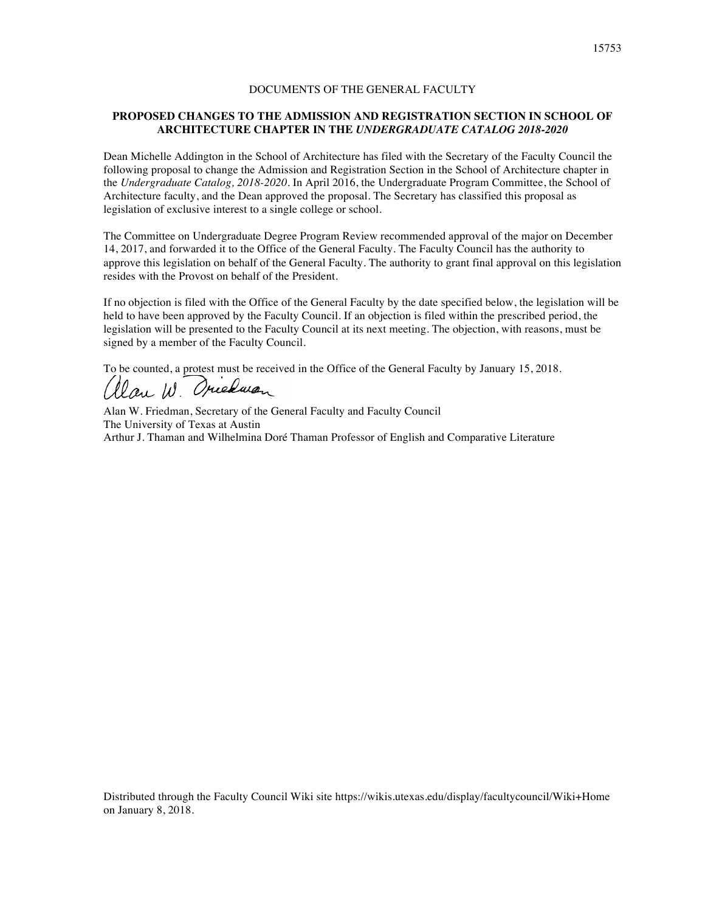DOCUMENTS OF THE GENERAL FACULTY

**PROPOSED CHANGES TO THE ADMISSION AND REGISTRATION SECTION IN SCHOOL OF ARCHITECTURE CHAPTER IN THE *UNDERGRADUATE CATALOG 2018-2020***

Dean Michelle Addington in the School of Architecture has filed with the Secretary of the Faculty Council the following proposal to change the Admission and Registration Section in the School of Architecture chapter in the *Undergraduate Catalog, 2018-2020*. In April 2016, the Undergraduate Program Committee, the School of Architecture faculty, and the Dean approved the proposal. The Secretary has classified this proposal as legislation of exclusive interest to a single college or school.

The Committee on Undergraduate Degree Program Review recommended approval of the major on December 14, 2017, and forwarded it to the Office of the General Faculty. The Faculty Council has the authority to approve this legislation on behalf of the General Faculty. The authority to grant final approval on this legislation resides with the Provost on behalf of the President.

If no objection is filed with the Office of the General Faculty by the date specified below, the legislation will be held to have been approved by the Faculty Council. If an objection is filed within the prescribed period, the legislation will be presented to the Faculty Council at its next meeting. The objection, with reasons, must be signed by a member of the Faculty Council.

To be counted, a protest must be received in the Office of the General Faculty by January 15, 2018.

Alan W. Friedman, Secretary of the General Faculty and Faculty Council
The University of Texas at Austin
Arthur J. Thaman and Wilhelmina Doré Thaman Professor of English and Comparative Literature

Distributed through the Faculty Council Wiki site https://wikis.utexas.edu/display/facultycouncil/Wiki+Home on January 8, 2018.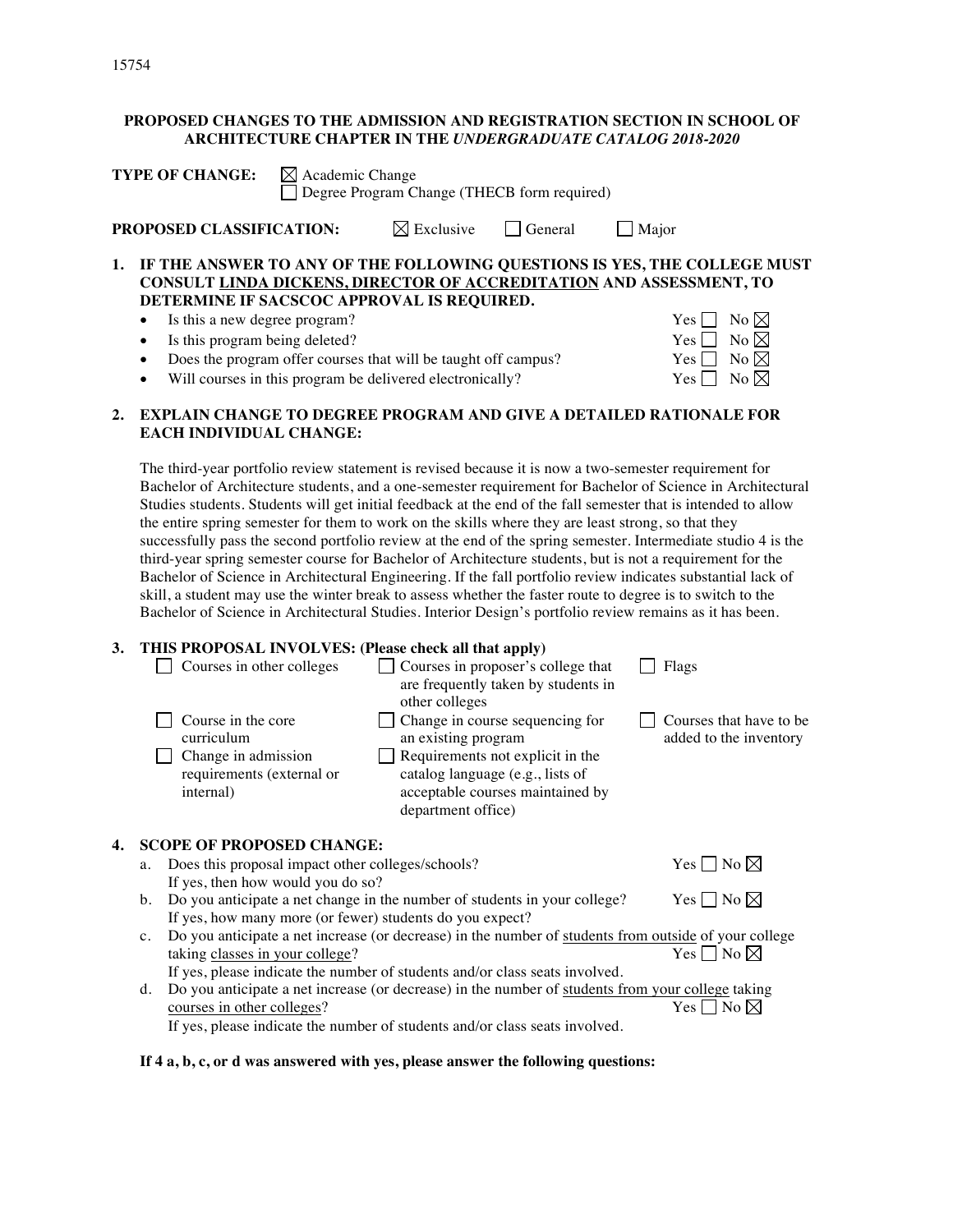15754

**PROPOSED CHANGES TO THE ADMISSION AND REGISTRATION SECTION IN SCHOOL OF ARCHITECTURE CHAPTER IN THE *UNDERGRADUATE CATALOG 2018-2020***

**TYPE OF CHANGE:** ☒ Academic Change
☐ Degree Program Change (THECB form required)

**PROPOSED CLASSIFICATION:** ☒ Exclusive ☐ General ☐ Major

**1. IF THE ANSWER TO ANY OF THE FOLLOWING QUESTIONS IS YES, THE COLLEGE MUST CONSULT LINDA DICKENS, DIRECTOR OF ACCREDITATION AND ASSESSMENT, TO DETERMINE IF SACSCOC APPROVAL IS REQUIRED.**

- Is this a new degree program? Yes ☐ No ☒
- Is this program being deleted? Yes ☐ No ☒
- Does the program offer courses that will be taught off campus? Yes ☐ No ☒
- Will courses in this program be delivered electronically? Yes ☐ No ☒

**2. EXPLAIN CHANGE TO DEGREE PROGRAM AND GIVE A DETAILED RATIONALE FOR EACH INDIVIDUAL CHANGE:**

The third-year portfolio review statement is revised because it is now a two-semester requirement for Bachelor of Architecture students, and a one-semester requirement for Bachelor of Science in Architectural Studies students. Students will get initial feedback at the end of the fall semester that is intended to allow the entire spring semester for them to work on the skills where they are least strong, so that they successfully pass the second portfolio review at the end of the spring semester. Intermediate studio 4 is the third-year spring semester course for Bachelor of Architecture students, but is not a requirement for the Bachelor of Science in Architectural Engineering. If the fall portfolio review indicates substantial lack of skill, a student may use the winter break to assess whether the faster route to degree is to switch to the Bachelor of Science in Architectural Studies. Interior Design's portfolio review remains as it has been.

**3. THIS PROPOSAL INVOLVES: (Please check all that apply)**

- ☐ Courses in other colleges
- ☐ Courses in proposer's college that are frequently taken by students in other colleges
- ☐ Flags
- ☐ Course in the core curriculum
- ☐ Change in course sequencing for an existing program
- ☐ Courses that have to be added to the inventory
- ☐ Change in admission requirements (external or internal)
- ☐ Requirements not explicit in the catalog language (e.g., lists of acceptable courses maintained by department office)

**4. SCOPE OF PROPOSED CHANGE:**

a. Does this proposal impact other colleges/schools? Yes ☐ No ☒
If yes, then how would you do so?

b. Do you anticipate a net change in the number of students in your college? Yes ☐ No ☒
If yes, how many more (or fewer) students do you expect?

c. Do you anticipate a net increase (or decrease) in the number of students from outside of your college taking classes in your college? Yes ☐ No ☒
If yes, please indicate the number of students and/or class seats involved.

d. Do you anticipate a net increase (or decrease) in the number of students from your college taking courses in other colleges? Yes ☐ No ☒
If yes, please indicate the number of students and/or class seats involved.

**If 4 a, b, c, or d was answered with yes, please answer the following questions:**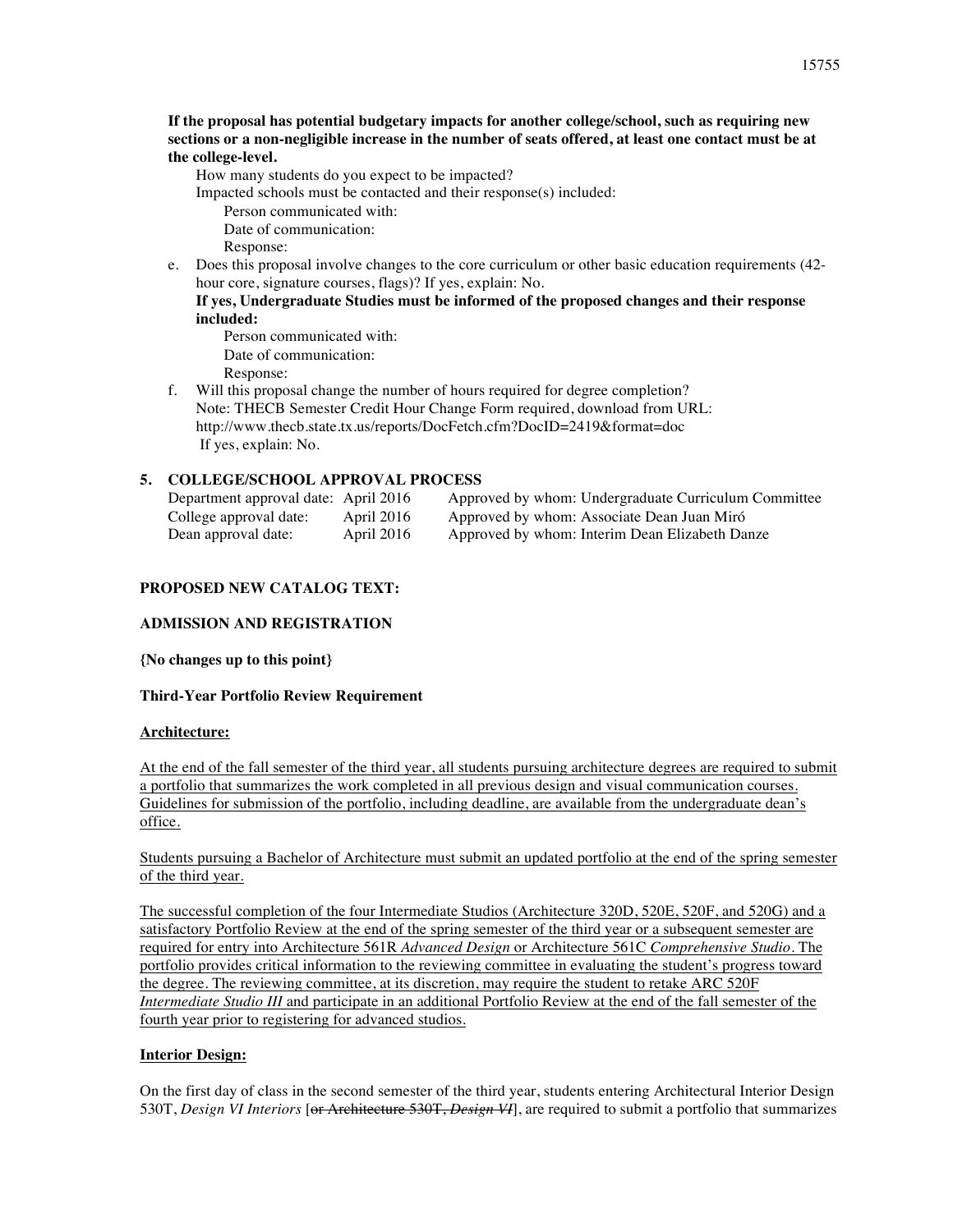**If the proposal has potential budgetary impacts for another college/school, such as requiring new sections or a non-negligible increase in the number of seats offered, at least one contact must be at the college-level.**

How many students do you expect to be impacted?

Impacted schools must be contacted and their response(s) included:

Person communicated with:

Date of communication:

Response:

e. Does this proposal involve changes to the core curriculum or other basic education requirements (42-hour core, signature courses, flags)? If yes, explain: No.

**If yes, Undergraduate Studies must be informed of the proposed changes and their response included:**

Person communicated with:

Date of communication:

Response:

f. Will this proposal change the number of hours required for degree completion?
Note: THECB Semester Credit Hour Change Form required, download from URL:
http://www.thecb.state.tx.us/reports/DocFetch.cfm?DocID=2419&format=doc
If yes, explain: No.

## 5. COLLEGE/SCHOOL APPROVAL PROCESS

| | | |
|---|---|---|
| Department approval date: | April 2016 | Approved by whom: Undergraduate Curriculum Committee |
| College approval date: | April 2016 | Approved by whom: Associate Dean Juan Miró |
| Dean approval date: | April 2016 | Approved by whom: Interim Dean Elizabeth Danze |

**PROPOSED NEW CATALOG TEXT:**

**ADMISSION AND REGISTRATION**

**{No changes up to this point}**

**Third-Year Portfolio Review Requirement**

<u>**Architecture:**</u>

<u>At the end of the fall semester of the third year, all students pursuing architecture degrees are required to submit a portfolio that summarizes the work completed in all previous design and visual communication courses. Guidelines for submission of the portfolio, including deadline, are available from the undergraduate dean's office.</u>

<u>Students pursuing a Bachelor of Architecture must submit an updated portfolio at the end of the spring semester of the third year.</u>

<u>The successful completion of the four Intermediate Studios (Architecture 320D, 520E, 520F, and 520G) and a satisfactory Portfolio Review at the end of the spring semester of the third year or a subsequent semester are required for entry into Architecture 561R *Advanced Design* or Architecture 561C *Comprehensive Studio*. The portfolio provides critical information to the reviewing committee in evaluating the student's progress toward the degree. The reviewing committee, at its discretion, may require the student to retake ARC 520F *Intermediate Studio III* and participate in an additional Portfolio Review at the end of the fall semester of the fourth year prior to registering for advanced studios.</u>

<u>**Interior Design:**</u>

On the first day of class in the second semester of the third year, students entering Architectural Interior Design 530T, *Design VI Interiors* [~~or Architecture 530T, *Design VI*~~], are required to submit a portfolio that summarizes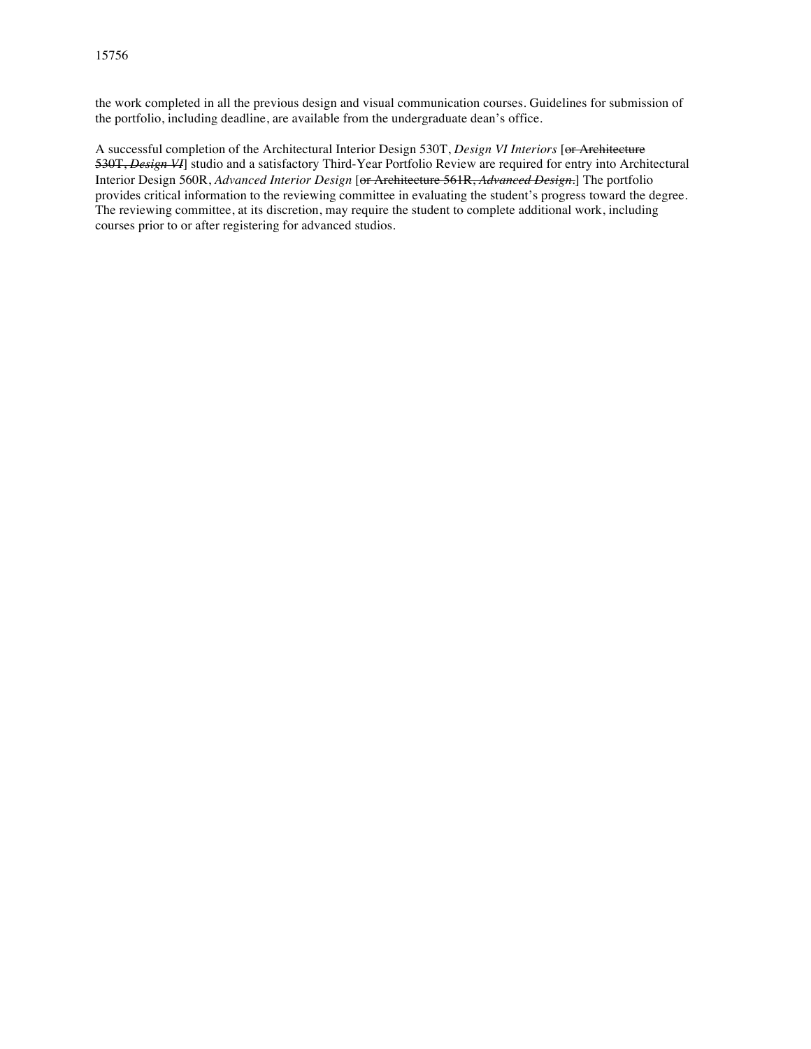the work completed in all the previous design and visual communication courses. Guidelines for submission of the portfolio, including deadline, are available from the undergraduate dean's office.

A successful completion of the Architectural Interior Design 530T, *Design VI Interiors* [~~or Architecture 530T, *Design VI*~~] studio and a satisfactory Third-Year Portfolio Review are required for entry into Architectural Interior Design 560R, *Advanced Interior Design* [~~or Architecture 561R, *Advanced Design*.~~] The portfolio provides critical information to the reviewing committee in evaluating the student's progress toward the degree. The reviewing committee, at its discretion, may require the student to complete additional work, including courses prior to or after registering for advanced studios.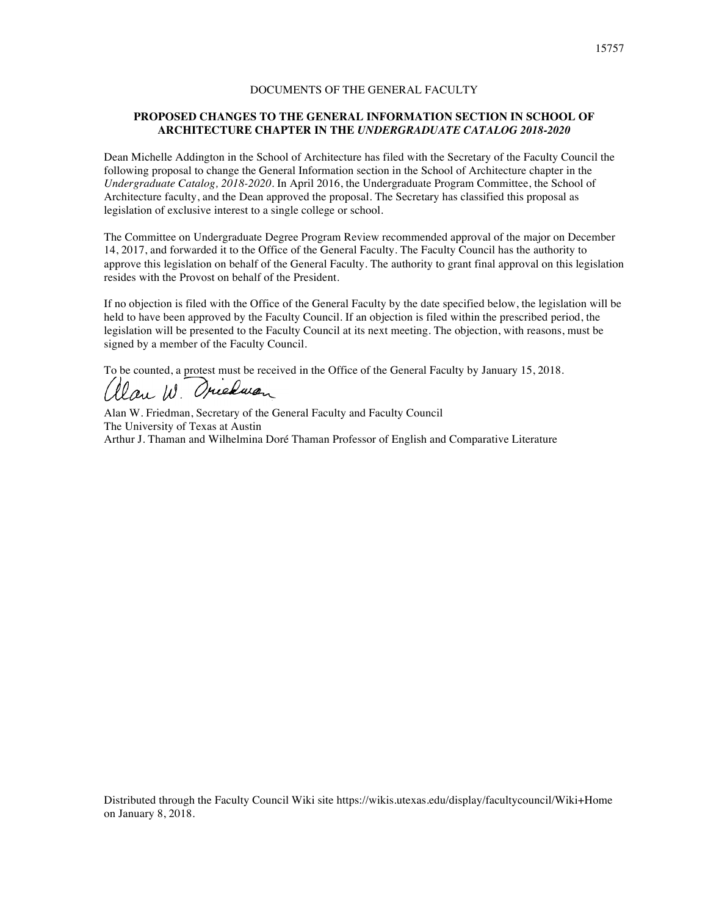DOCUMENTS OF THE GENERAL FACULTY

**PROPOSED CHANGES TO THE GENERAL INFORMATION SECTION IN SCHOOL OF ARCHITECTURE CHAPTER IN THE *UNDERGRADUATE CATALOG 2018-2020***

Dean Michelle Addington in the School of Architecture has filed with the Secretary of the Faculty Council the following proposal to change the General Information section in the School of Architecture chapter in the *Undergraduate Catalog, 2018-2020*. In April 2016, the Undergraduate Program Committee, the School of Architecture faculty, and the Dean approved the proposal. The Secretary has classified this proposal as legislation of exclusive interest to a single college or school.

The Committee on Undergraduate Degree Program Review recommended approval of the major on December 14, 2017, and forwarded it to the Office of the General Faculty. The Faculty Council has the authority to approve this legislation on behalf of the General Faculty. The authority to grant final approval on this legislation resides with the Provost on behalf of the President.

If no objection is filed with the Office of the General Faculty by the date specified below, the legislation will be held to have been approved by the Faculty Council. If an objection is filed within the prescribed period, the legislation will be presented to the Faculty Council at its next meeting. The objection, with reasons, must be signed by a member of the Faculty Council.

To be counted, a protest must be received in the Office of the General Faculty by January 15, 2018.

Alan W. Friedman

Alan W. Friedman, Secretary of the General Faculty and Faculty Council
The University of Texas at Austin
Arthur J. Thaman and Wilhelmina Doré Thaman Professor of English and Comparative Literature

Distributed through the Faculty Council Wiki site https://wikis.utexas.edu/display/facultycouncil/Wiki+Home on January 8, 2018.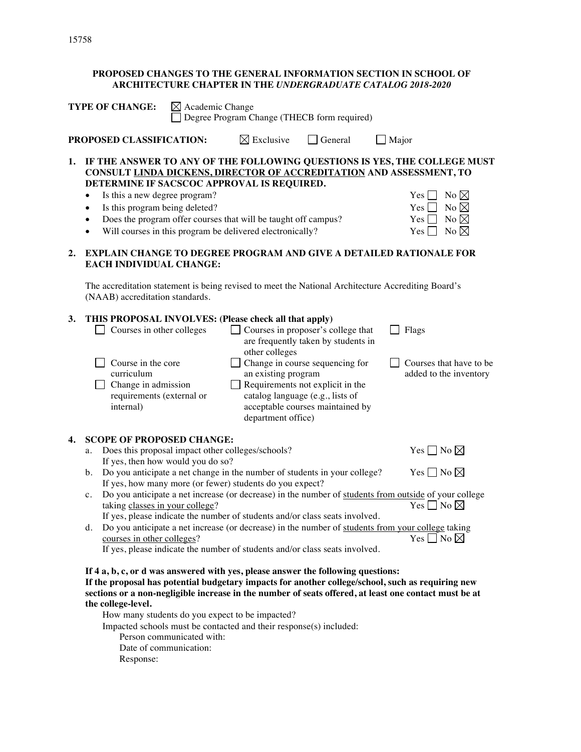15758

**PROPOSED CHANGES TO THE GENERAL INFORMATION SECTION IN SCHOOL OF ARCHITECTURE CHAPTER IN THE *UNDERGRADUATE CATALOG 2018-2020***

**TYPE OF CHANGE:** ☒ Academic Change
☐ Degree Program Change (THECB form required)

**PROPOSED CLASSIFICATION:** ☒ Exclusive ☐ General ☐ Major

**1. IF THE ANSWER TO ANY OF THE FOLLOWING QUESTIONS IS YES, THE COLLEGE MUST CONSULT LINDA DICKENS, DIRECTOR OF ACCREDITATION AND ASSESSMENT, TO DETERMINE IF SACSCOC APPROVAL IS REQUIRED.**

- Is this a new degree program? Yes ☐ No ☒
- Is this program being deleted? Yes ☐ No ☒
- Does the program offer courses that will be taught off campus? Yes ☐ No ☒
- Will courses in this program be delivered electronically? Yes ☐ No ☒

**2. EXPLAIN CHANGE TO DEGREE PROGRAM AND GIVE A DETAILED RATIONALE FOR EACH INDIVIDUAL CHANGE:**

The accreditation statement is being revised to meet the National Architecture Accrediting Board's (NAAB) accreditation standards.

**3. THIS PROPOSAL INVOLVES: (Please check all that apply)**

- ☐ Courses in other colleges
- ☐ Courses in proposer's college that are frequently taken by students in other colleges
- ☐ Flags
- ☐ Course in the core curriculum
- ☐ Change in course sequencing for an existing program
- ☐ Courses that have to be added to the inventory
- ☐ Change in admission requirements (external or internal)
- ☐ Requirements not explicit in the catalog language (e.g., lists of acceptable courses maintained by department office)

**4. SCOPE OF PROPOSED CHANGE:**

a. Does this proposal impact other colleges/schools? Yes ☐ No ☒
If yes, then how would you do so?

b. Do you anticipate a net change in the number of students in your college? Yes ☐ No ☒
If yes, how many more (or fewer) students do you expect?

c. Do you anticipate a net increase (or decrease) in the number of students from outside of your college taking classes in your college? Yes ☐ No ☒
If yes, please indicate the number of students and/or class seats involved.

d. Do you anticipate a net increase (or decrease) in the number of students from your college taking courses in other colleges? Yes ☐ No ☒
If yes, please indicate the number of students and/or class seats involved.

**If 4 a, b, c, or d was answered with yes, please answer the following questions:**
**If the proposal has potential budgetary impacts for another college/school, such as requiring new sections or a non-negligible increase in the number of seats offered, at least one contact must be at the college-level.**

How many students do you expect to be impacted?
Impacted schools must be contacted and their response(s) included:
Person communicated with:
Date of communication:
Response: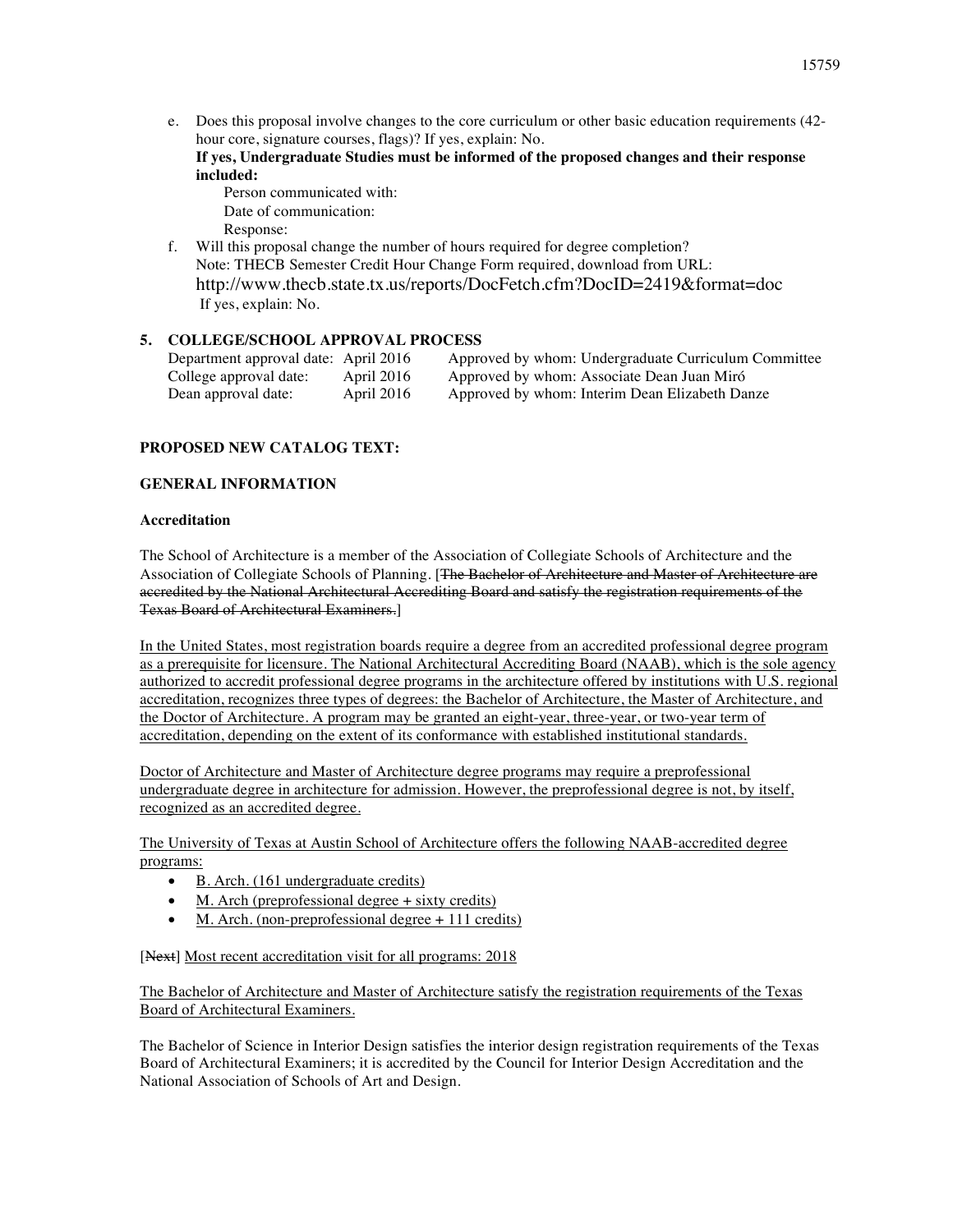e. Does this proposal involve changes to the core curriculum or other basic education requirements (42-hour core, signature courses, flags)? If yes, explain: No.
   **If yes, Undergraduate Studies must be informed of the proposed changes and their response included:**
   Person communicated with:
   Date of communication:
   Response:

f. Will this proposal change the number of hours required for degree completion?
   Note: THECB Semester Credit Hour Change Form required, download from URL:
   http://www.thecb.state.tx.us/reports/DocFetch.cfm?DocID=2419&format=doc
   If yes, explain: No.

## 5. COLLEGE/SCHOOL APPROVAL PROCESS

| | | |
|---|---|---|
| Department approval date: | April 2016 | Approved by whom: Undergraduate Curriculum Committee |
| College approval date: | April 2016 | Approved by whom: Associate Dean Juan Miró |
| Dean approval date: | April 2016 | Approved by whom: Interim Dean Elizabeth Danze |

**PROPOSED NEW CATALOG TEXT:**

**GENERAL INFORMATION**

**Accreditation**

The School of Architecture is a member of the Association of Collegiate Schools of Architecture and the Association of Collegiate Schools of Planning. [~~The Bachelor of Architecture and Master of Architecture are accredited by the National Architectural Accrediting Board and satisfy the registration requirements of the Texas Board of Architectural Examiners.~~]

<u>In the United States, most registration boards require a degree from an accredited professional degree program as a prerequisite for licensure. The National Architectural Accrediting Board (NAAB), which is the sole agency authorized to accredit professional degree programs in the architecture offered by institutions with U.S. regional accreditation, recognizes three types of degrees: the Bachelor of Architecture, the Master of Architecture, and the Doctor of Architecture. A program may be granted an eight-year, three-year, or two-year term of accreditation, depending on the extent of its conformance with established institutional standards.</u>

<u>Doctor of Architecture and Master of Architecture degree programs may require a preprofessional undergraduate degree in architecture for admission. However, the preprofessional degree is not, by itself, recognized as an accredited degree.</u>

<u>The University of Texas at Austin School of Architecture offers the following NAAB-accredited degree programs:</u>

- <u>B. Arch. (161 undergraduate credits)</u>
- <u>M. Arch (preprofessional degree + sixty credits)</u>
- <u>M. Arch. (non-preprofessional degree + 111 credits)</u>

[~~Next~~] <u>Most recent accreditation visit for all programs: 2018</u>

<u>The Bachelor of Architecture and Master of Architecture satisfy the registration requirements of the Texas Board of Architectural Examiners.</u>

The Bachelor of Science in Interior Design satisfies the interior design registration requirements of the Texas Board of Architectural Examiners; it is accredited by the Council for Interior Design Accreditation and the National Association of Schools of Art and Design.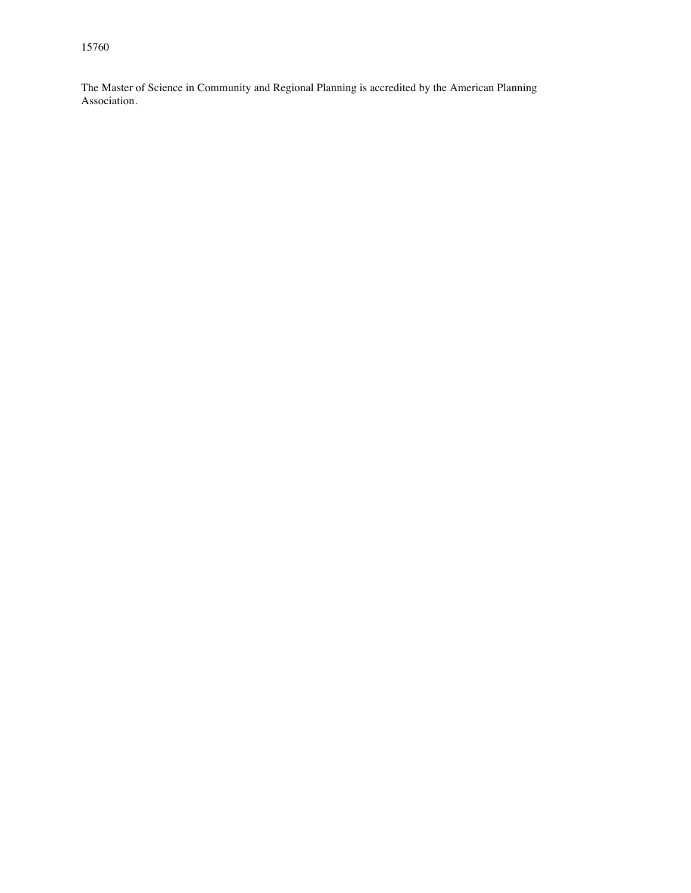15760

The Master of Science in Community and Regional Planning is accredited by the American Planning Association.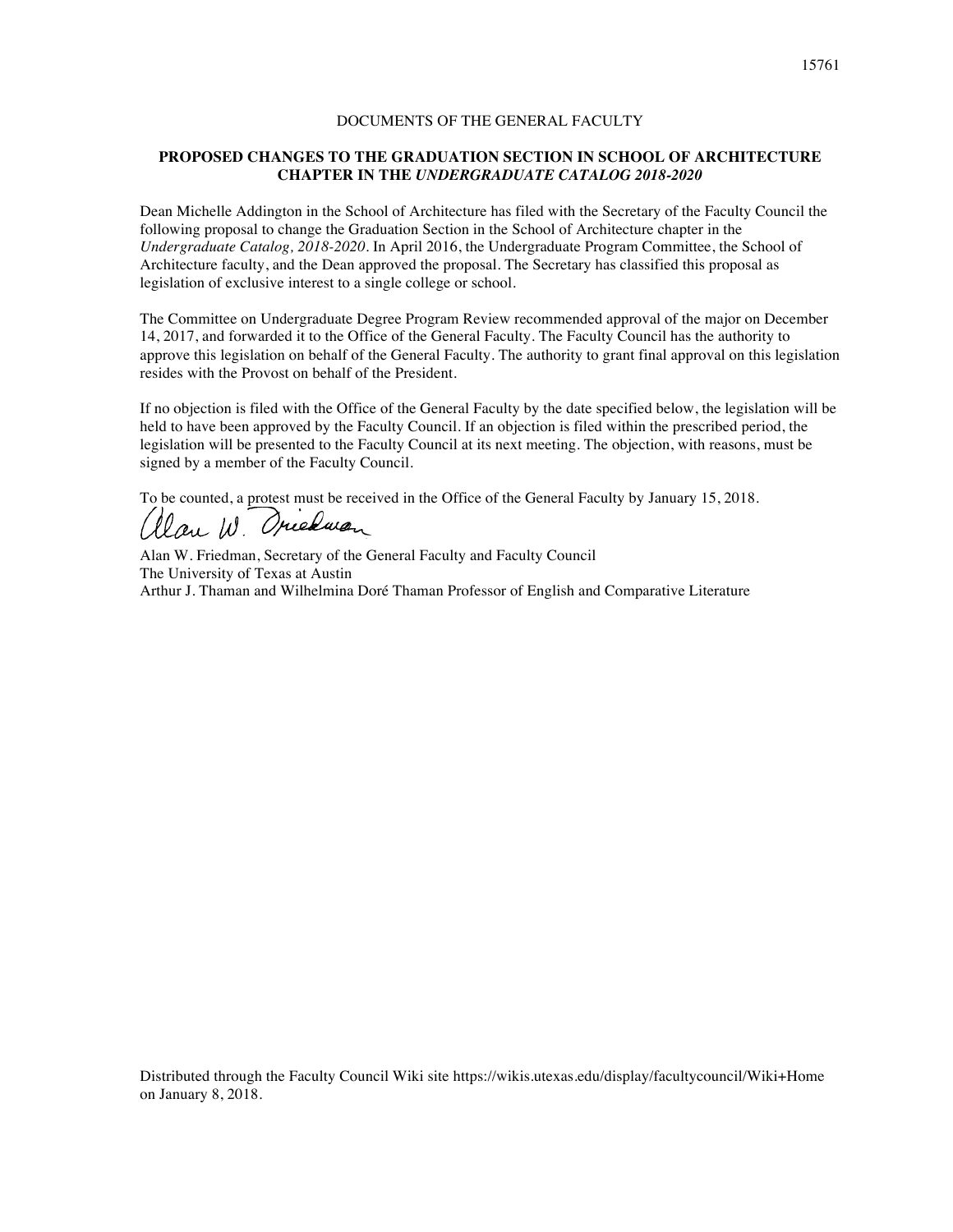DOCUMENTS OF THE GENERAL FACULTY

**PROPOSED CHANGES TO THE GRADUATION SECTION IN SCHOOL OF ARCHITECTURE CHAPTER IN THE *UNDERGRADUATE CATALOG 2018-2020***

Dean Michelle Addington in the School of Architecture has filed with the Secretary of the Faculty Council the following proposal to change the Graduation Section in the School of Architecture chapter in the *Undergraduate Catalog, 2018-2020*. In April 2016, the Undergraduate Program Committee, the School of Architecture faculty, and the Dean approved the proposal. The Secretary has classified this proposal as legislation of exclusive interest to a single college or school.

The Committee on Undergraduate Degree Program Review recommended approval of the major on December 14, 2017, and forwarded it to the Office of the General Faculty. The Faculty Council has the authority to approve this legislation on behalf of the General Faculty. The authority to grant final approval on this legislation resides with the Provost on behalf of the President.

If no objection is filed with the Office of the General Faculty by the date specified below, the legislation will be held to have been approved by the Faculty Council. If an objection is filed within the prescribed period, the legislation will be presented to the Faculty Council at its next meeting. The objection, with reasons, must be signed by a member of the Faculty Council.

To be counted, a protest must be received in the Office of the General Faculty by January 15, 2018.

Alan W. Friedman, Secretary of the General Faculty and Faculty Council
The University of Texas at Austin
Arthur J. Thaman and Wilhelmina Doré Thaman Professor of English and Comparative Literature

Distributed through the Faculty Council Wiki site https://wikis.utexas.edu/display/facultycouncil/Wiki+Home on January 8, 2018.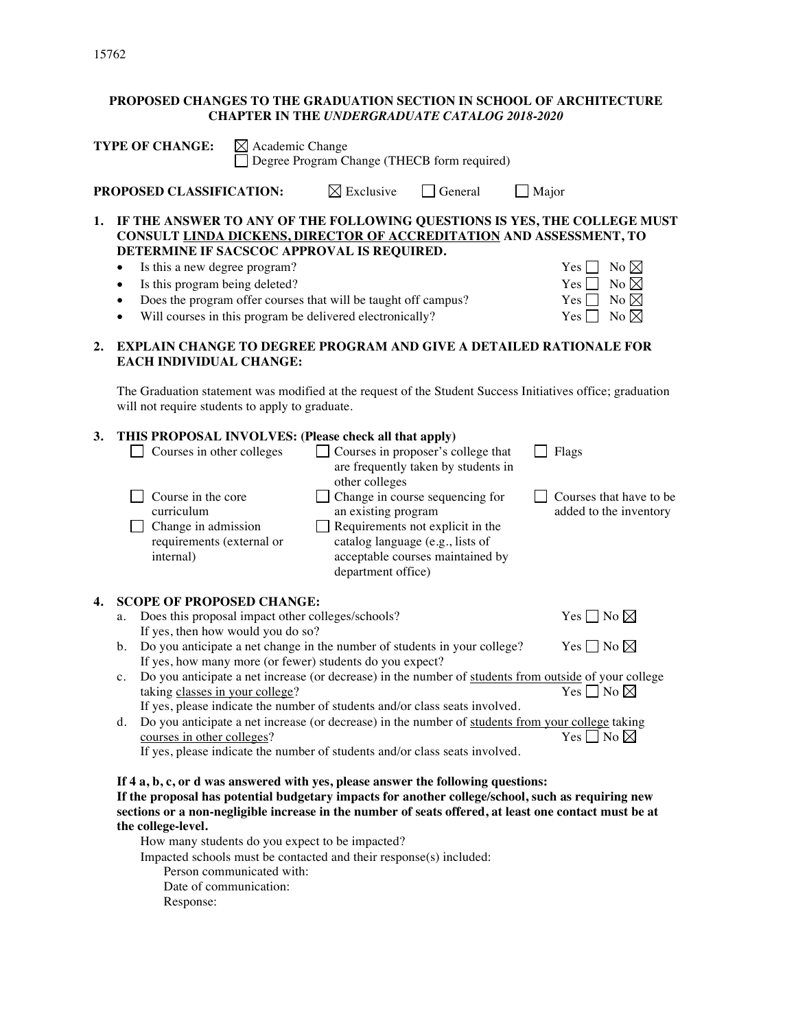15762

**PROPOSED CHANGES TO THE GRADUATION SECTION IN SCHOOL OF ARCHITECTURE CHAPTER IN THE *UNDERGRADUATE CATALOG 2018-2020***

**TYPE OF CHANGE:** ☒ Academic Change
☐ Degree Program Change (THECB form required)

**PROPOSED CLASSIFICATION:** ☒ Exclusive ☐ General ☐ Major

**1. IF THE ANSWER TO ANY OF THE FOLLOWING QUESTIONS IS YES, THE COLLEGE MUST CONSULT LINDA DICKENS, DIRECTOR OF ACCREDITATION AND ASSESSMENT, TO DETERMINE IF SACSCOC APPROVAL IS REQUIRED.**

- Is this a new degree program? Yes ☐ No ☒
- Is this program being deleted? Yes ☐ No ☒
- Does the program offer courses that will be taught off campus? Yes ☐ No ☒
- Will courses in this program be delivered electronically? Yes ☐ No ☒

**2. EXPLAIN CHANGE TO DEGREE PROGRAM AND GIVE A DETAILED RATIONALE FOR EACH INDIVIDUAL CHANGE:**

The Graduation statement was modified at the request of the Student Success Initiatives office; graduation will not require students to apply to graduate.

**3. THIS PROPOSAL INVOLVES: (Please check all that apply)**

| | | |
|---|---|---|
| ☐ Courses in other colleges | ☐ Courses in proposer's college that are frequently taken by students in other colleges | ☐ Flags |
| ☐ Course in the core curriculum | ☐ Change in course sequencing for an existing program | ☐ Courses that have to be added to the inventory |
| ☐ Change in admission requirements (external or internal) | ☐ Requirements not explicit in the catalog language (e.g., lists of acceptable courses maintained by department office) | |

**4. SCOPE OF PROPOSED CHANGE:**

a. Does this proposal impact other colleges/schools? Yes ☐ No ☒
If yes, then how would you do so?

b. Do you anticipate a net change in the number of students in your college? Yes ☐ No ☒
If yes, how many more (or fewer) students do you expect?

c. Do you anticipate a net increase (or decrease) in the number of students from outside of your college taking classes in your college? Yes ☐ No ☒
If yes, please indicate the number of students and/or class seats involved.

d. Do you anticipate a net increase (or decrease) in the number of students from your college taking courses in other colleges? Yes ☐ No ☒
If yes, please indicate the number of students and/or class seats involved.

**If 4 a, b, c, or d was answered with yes, please answer the following questions:**
**If the proposal has potential budgetary impacts for another college/school, such as requiring new sections or a non-negligible increase in the number of seats offered, at least one contact must be at the college-level.**

How many students do you expect to be impacted?
Impacted schools must be contacted and their response(s) included:
Person communicated with:
Date of communication:
Response: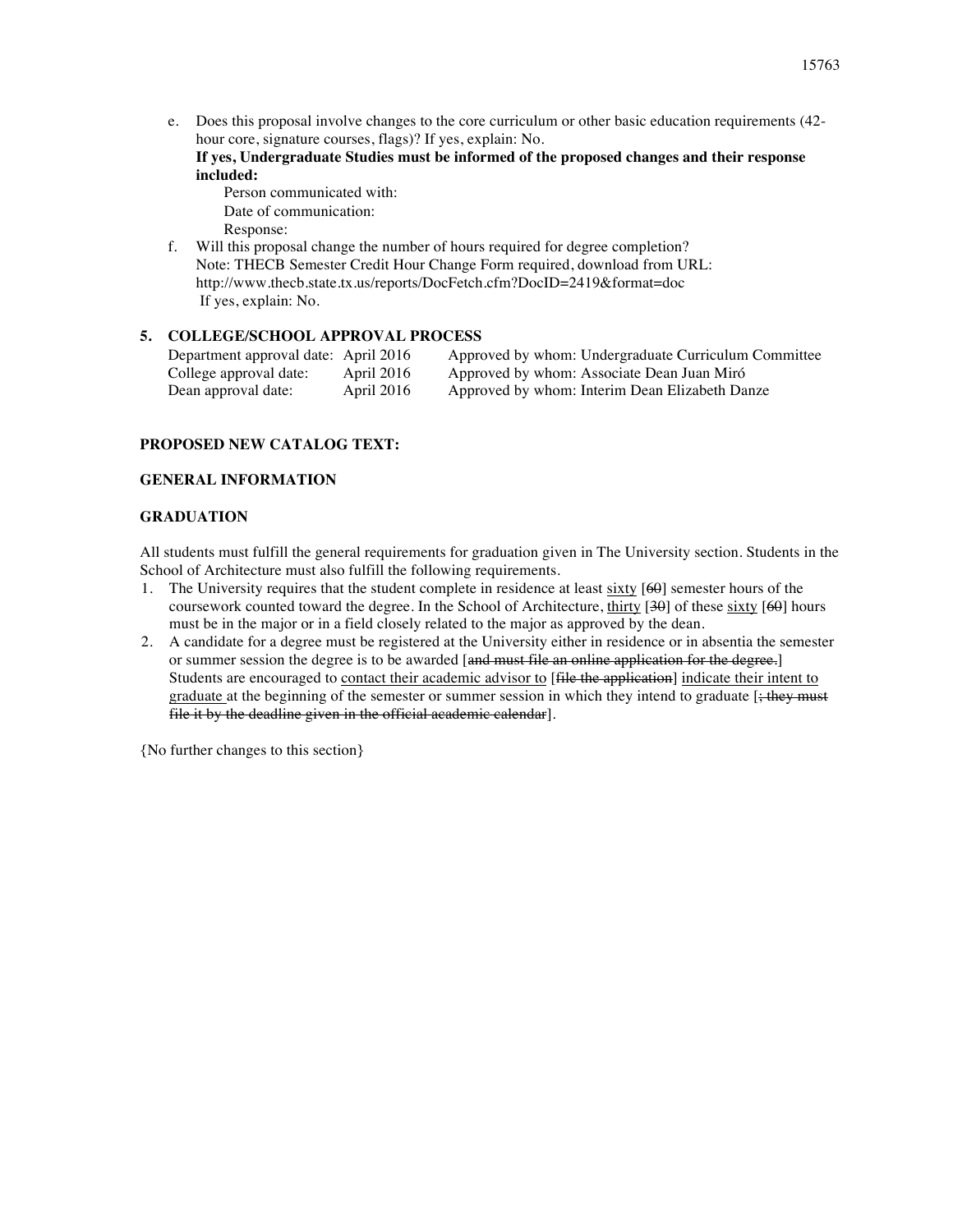e. Does this proposal involve changes to the core curriculum or other basic education requirements (42-hour core, signature courses, flags)? If yes, explain: No.
   **If yes, Undergraduate Studies must be informed of the proposed changes and their response included:**
   Person communicated with:
   Date of communication:
   Response:

f. Will this proposal change the number of hours required for degree completion?
   Note: THECB Semester Credit Hour Change Form required, download from URL: http://www.thecb.state.tx.us/reports/DocFetch.cfm?DocID=2419&format=doc
   If yes, explain: No.

**5. COLLEGE/SCHOOL APPROVAL PROCESS**

| | | |
|---|---|---|
| Department approval date: | April 2016 | Approved by whom: Undergraduate Curriculum Committee |
| College approval date: | April 2016 | Approved by whom: Associate Dean Juan Miró |
| Dean approval date: | April 2016 | Approved by whom: Interim Dean Elizabeth Danze |

**PROPOSED NEW CATALOG TEXT:**

**GENERAL INFORMATION**

**GRADUATION**

All students must fulfill the general requirements for graduation given in The University section. Students in the School of Architecture must also fulfill the following requirements.

1. The University requires that the student complete in residence at least <u>sixty</u> [~~60~~] semester hours of the coursework counted toward the degree. In the School of Architecture, <u>thirty</u> [~~30~~] of these <u>sixty</u> [~~60~~] hours must be in the major or in a field closely related to the major as approved by the dean.
2. A candidate for a degree must be registered at the University either in residence or in absentia the semester or summer session the degree is to be awarded [~~and must file an online application for the degree.~~] Students are encouraged to <u>contact their academic advisor to</u> [~~file the application~~] <u>indicate their intent to graduate</u> at the beginning of the semester or summer session in which they intend to graduate [~~; they must file it by the deadline given in the official academic calendar~~].

{No further changes to this section}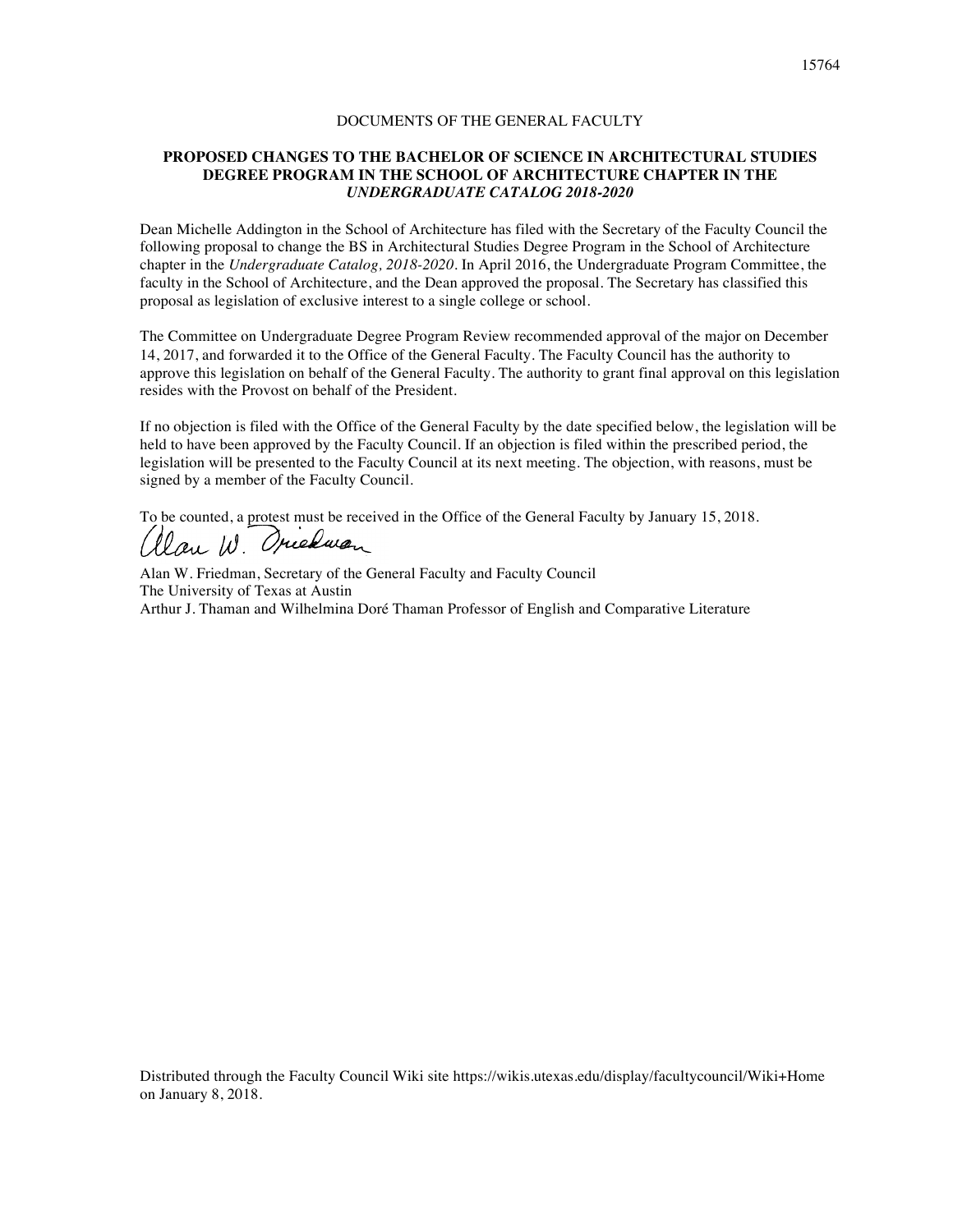DOCUMENTS OF THE GENERAL FACULTY

# PROPOSED CHANGES TO THE BACHELOR OF SCIENCE IN ARCHITECTURAL STUDIES DEGREE PROGRAM IN THE SCHOOL OF ARCHITECTURE CHAPTER IN THE *UNDERGRADUATE CATALOG 2018-2020*

Dean Michelle Addington in the School of Architecture has filed with the Secretary of the Faculty Council the following proposal to change the BS in Architectural Studies Degree Program in the School of Architecture chapter in the *Undergraduate Catalog, 2018-2020*. In April 2016, the Undergraduate Program Committee, the faculty in the School of Architecture, and the Dean approved the proposal. The Secretary has classified this proposal as legislation of exclusive interest to a single college or school.

The Committee on Undergraduate Degree Program Review recommended approval of the major on December 14, 2017, and forwarded it to the Office of the General Faculty. The Faculty Council has the authority to approve this legislation on behalf of the General Faculty. The authority to grant final approval on this legislation resides with the Provost on behalf of the President.

If no objection is filed with the Office of the General Faculty by the date specified below, the legislation will be held to have been approved by the Faculty Council. If an objection is filed within the prescribed period, the legislation will be presented to the Faculty Council at its next meeting. The objection, with reasons, must be signed by a member of the Faculty Council.

To be counted, a protest must be received in the Office of the General Faculty by January 15, 2018.

Alan W. Friedman, Secretary of the General Faculty and Faculty Council
The University of Texas at Austin
Arthur J. Thaman and Wilhelmina Doré Thaman Professor of English and Comparative Literature

Distributed through the Faculty Council Wiki site https://wikis.utexas.edu/display/facultycouncil/Wiki+Home on January 8, 2018.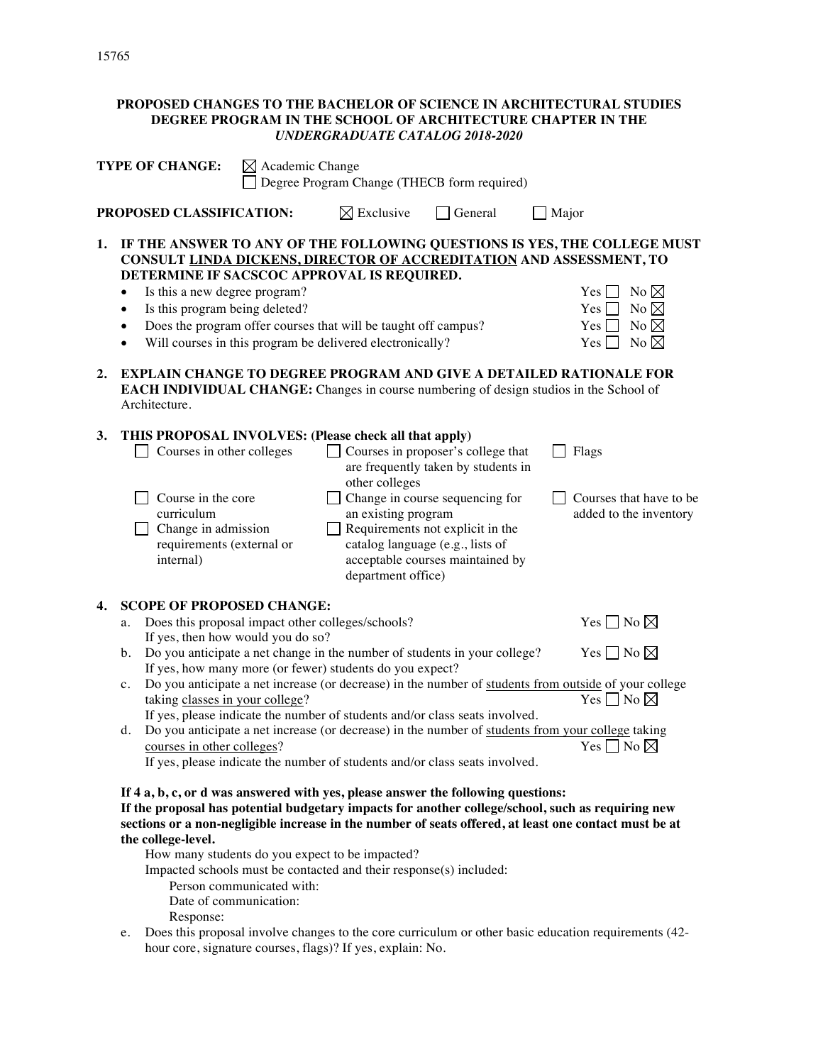15765

**PROPOSED CHANGES TO THE BACHELOR OF SCIENCE IN ARCHITECTURAL STUDIES DEGREE PROGRAM IN THE SCHOOL OF ARCHITECTURE CHAPTER IN THE *UNDERGRADUATE CATALOG 2018-2020***

**TYPE OF CHANGE:** ☒ Academic Change
☐ Degree Program Change (THECB form required)

**PROPOSED CLASSIFICATION:** ☒ Exclusive ☐ General ☐ Major

1. **IF THE ANSWER TO ANY OF THE FOLLOWING QUESTIONS IS YES, THE COLLEGE MUST CONSULT LINDA DICKENS, DIRECTOR OF ACCREDITATION AND ASSESSMENT, TO DETERMINE IF SACSCOC APPROVAL IS REQUIRED.**
   - Is this a new degree program? Yes ☐ No ☒
   - Is this program being deleted? Yes ☐ No ☒
   - Does the program offer courses that will be taught off campus? Yes ☐ No ☒
   - Will courses in this program be delivered electronically? Yes ☐ No ☒

2. **EXPLAIN CHANGE TO DEGREE PROGRAM AND GIVE A DETAILED RATIONALE FOR EACH INDIVIDUAL CHANGE:** Changes in course numbering of design studios in the School of Architecture.

3. **THIS PROPOSAL INVOLVES: (Please check all that apply)**
   - ☐ Courses in other colleges
   - ☐ Courses in proposer's college that are frequently taken by students in other colleges
   - ☐ Flags
   - ☐ Course in the core curriculum
   - ☐ Change in course sequencing for an existing program
   - ☐ Courses that have to be added to the inventory
   - ☐ Change in admission requirements (external or internal)
   - ☐ Requirements not explicit in the catalog language (e.g., lists of acceptable courses maintained by department office)

4. **SCOPE OF PROPOSED CHANGE:**
   a. Does this proposal impact other colleges/schools? Yes ☐ No ☒
      If yes, then how would you do so?
   b. Do you anticipate a net change in the number of students in your college? Yes ☐ No ☒
      If yes, how many more (or fewer) students do you expect?
   c. Do you anticipate a net increase (or decrease) in the number of students from outside of your college taking classes in your college? Yes ☐ No ☒
      If yes, please indicate the number of students and/or class seats involved.
   d. Do you anticipate a net increase (or decrease) in the number of students from your college taking courses in other colleges? Yes ☐ No ☒
      If yes, please indicate the number of students and/or class seats involved.

   **If 4 a, b, c, or d was answered with yes, please answer the following questions:**
   **If the proposal has potential budgetary impacts for another college/school, such as requiring new sections or a non-negligible increase in the number of seats offered, at least one contact must be at the college-level.**
   How many students do you expect to be impacted?
   Impacted schools must be contacted and their response(s) included:
   Person communicated with:
   Date of communication:
   Response:

   e. Does this proposal involve changes to the core curriculum or other basic education requirements (42-hour core, signature courses, flags)? If yes, explain: No.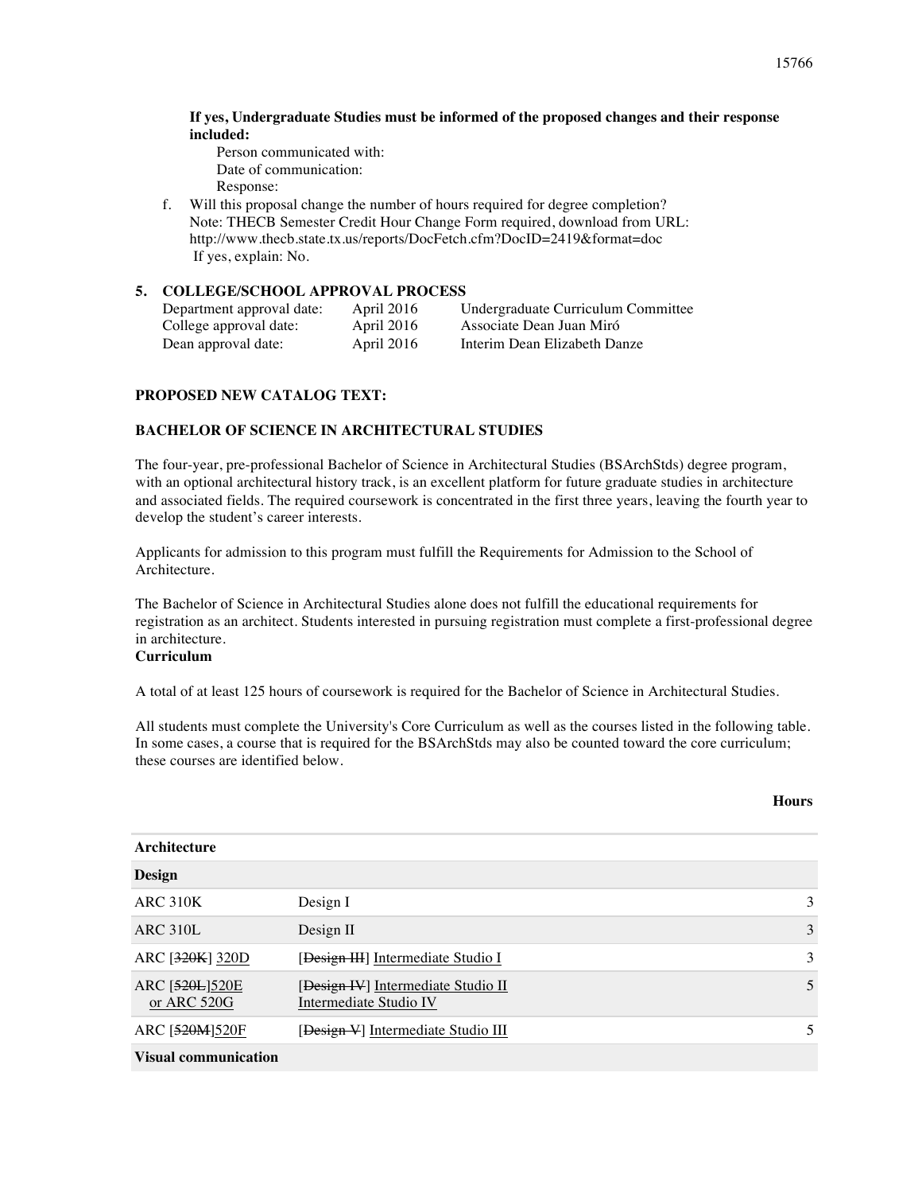**If yes, Undergraduate Studies must be informed of the proposed changes and their response included:**

Person communicated with:
Date of communication:
Response:

f. Will this proposal change the number of hours required for degree completion?
Note: THECB Semester Credit Hour Change Form required, download from URL: http://www.thecb.state.tx.us/reports/DocFetch.cfm?DocID=2419&format=doc
If yes, explain: No.

## 5. COLLEGE/SCHOOL APPROVAL PROCESS

| | | |
|---|---|---|
| Department approval date: | April 2016 | Undergraduate Curriculum Committee |
| College approval date: | April 2016 | Associate Dean Juan Miró |
| Dean approval date: | April 2016 | Interim Dean Elizabeth Danze |

**PROPOSED NEW CATALOG TEXT:**

**BACHELOR OF SCIENCE IN ARCHITECTURAL STUDIES**

The four-year, pre-professional Bachelor of Science in Architectural Studies (BSArchStds) degree program, with an optional architectural history track, is an excellent platform for future graduate studies in architecture and associated fields. The required coursework is concentrated in the first three years, leaving the fourth year to develop the student's career interests.

Applicants for admission to this program must fulfill the Requirements for Admission to the School of Architecture.

The Bachelor of Science in Architectural Studies alone does not fulfill the educational requirements for registration as an architect. Students interested in pursuing registration must complete a first-professional degree in architecture.

**Curriculum**

A total of at least 125 hours of coursework is required for the Bachelor of Science in Architectural Studies.

All students must complete the University's Core Curriculum as well as the courses listed in the following table. In some cases, a course that is required for the BSArchStds may also be counted toward the core curriculum; these courses are identified below.

| | | Hours |
|---|---|---|
| **Architecture** | | |
| **Design** | | |
| ARC 310K | Design I | 3 |
| ARC 310L | Design II | 3 |
| ARC [~~320K~~] <u>320D</u> | [~~Design III~~] <u>Intermediate Studio I</u> | 3 |
| ARC [~~520L~~]<u>520E</u> <u>or ARC 520G</u> | [~~Design IV~~] <u>Intermediate Studio II</u> <u>Intermediate Studio IV</u> | 5 |
| ARC [~~520M~~]<u>520F</u> | [~~Design V~~] <u>Intermediate Studio III</u> | 5 |
| **Visual communication** | | |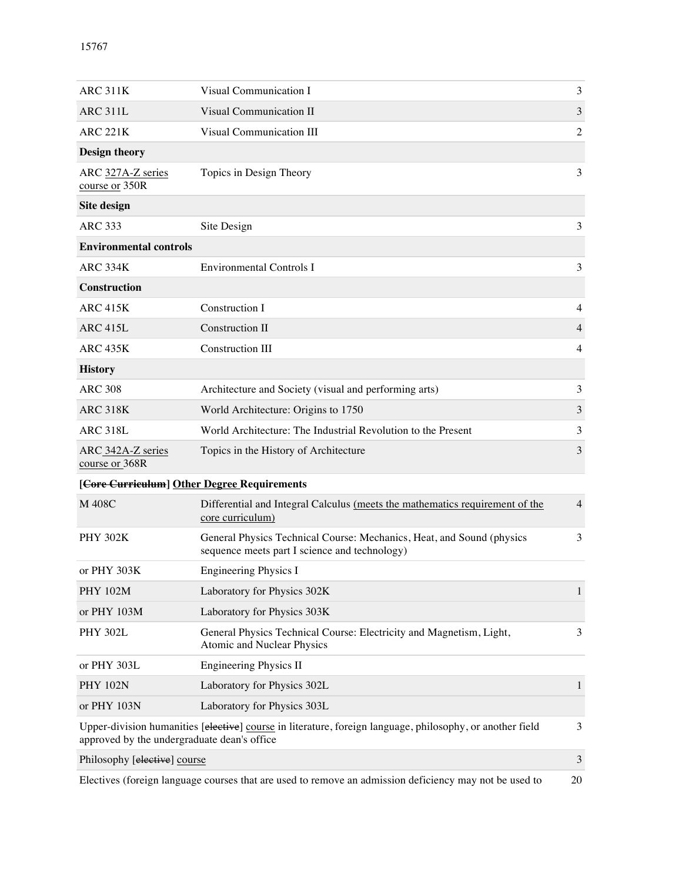| ARC 311K | Visual Communication I | 3 |
|---|---|---|
| ARC 311L | Visual Communication II | 3 |
| ARC 221K | Visual Communication III | 2 |
| **Design theory** | | |
| ARC 327A-Z series course or 350R | Topics in Design Theory | 3 |
| **Site design** | | |
| ARC 333 | Site Design | 3 |
| **Environmental controls** | | |
| ARC 334K | Environmental Controls I | 3 |
| **Construction** | | |
| ARC 415K | Construction I | 4 |
| ARC 415L | Construction II | 4 |
| ARC 435K | Construction III | 4 |
| **History** | | |
| ARC 308 | Architecture and Society (visual and performing arts) | 3 |
| ARC 318K | World Architecture: Origins to 1750 | 3 |
| ARC 318L | World Architecture: The Industrial Revolution to the Present | 3 |
| ARC 342A-Z series course or 368R | Topics in the History of Architecture | 3 |
| **[~~Core Curriculum~~] Other Degree Requirements** | | |
| M 408C | Differential and Integral Calculus (meets the mathematics requirement of the core curriculum) | 4 |
| PHY 302K | General Physics Technical Course: Mechanics, Heat, and Sound (physics sequence meets part I science and technology) | 3 |
| or PHY 303K | Engineering Physics I | |
| PHY 102M | Laboratory for Physics 302K | 1 |
| or PHY 103M | Laboratory for Physics 303K | |
| PHY 302L | General Physics Technical Course: Electricity and Magnetism, Light, Atomic and Nuclear Physics | 3 |
| or PHY 303L | Engineering Physics II | |
| PHY 102N | Laboratory for Physics 302L | 1 |
| or PHY 103N | Laboratory for Physics 303L | |
| Upper-division humanities [~~elective~~] course in literature, foreign language, philosophy, or another field approved by the undergraduate dean's office | | 3 |
| Philosophy [~~elective~~] course | | 3 |
| Electives (foreign language courses that are used to remove an admission deficiency may not be used to | | 20 |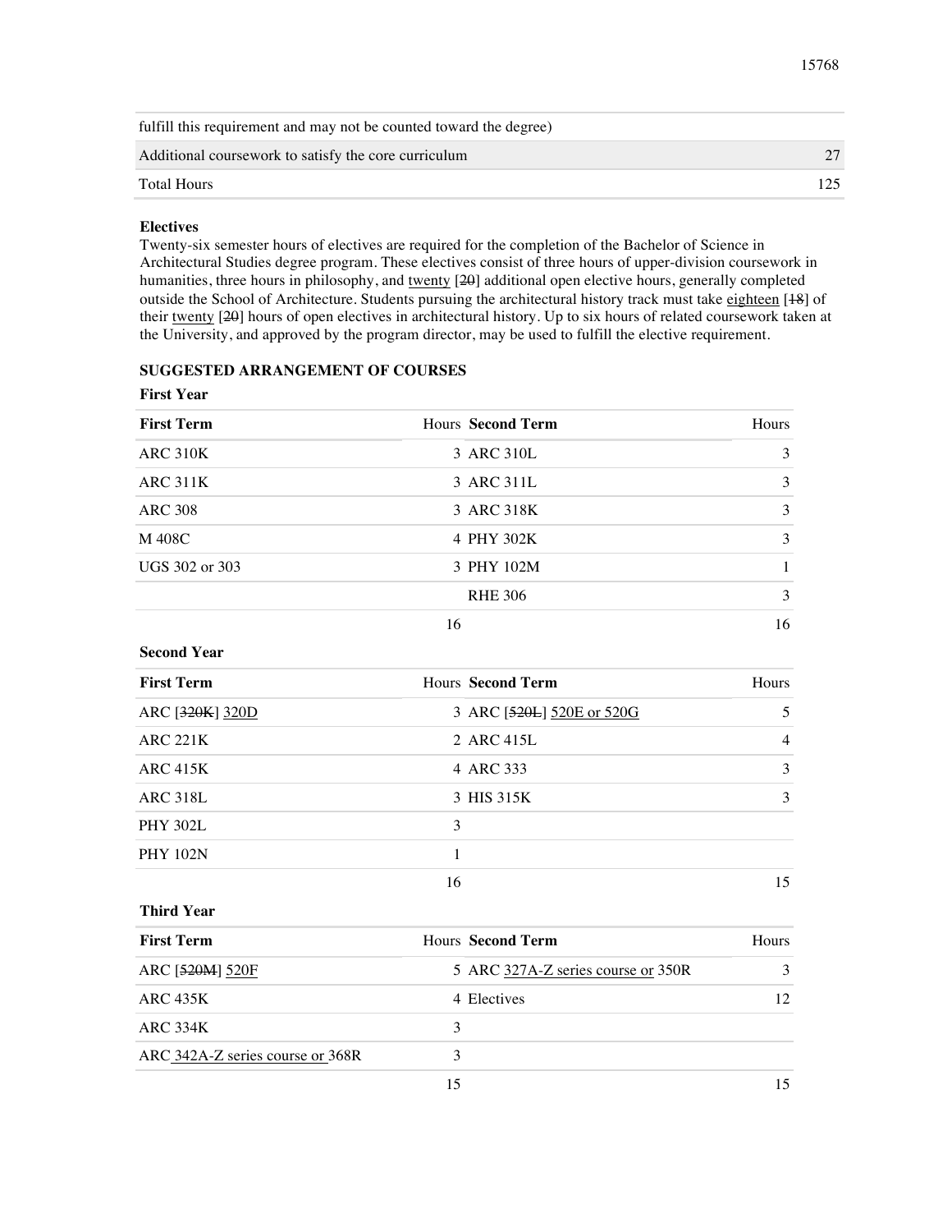| | |
|---|---|
| fulfill this requirement and may not be counted toward the degree) | |
| Additional coursework to satisfy the core curriculum | 27 |
| Total Hours | 125 |

**Electives**

Twenty-six semester hours of electives are required for the completion of the Bachelor of Science in Architectural Studies degree program. These electives consist of three hours of upper-division coursework in humanities, three hours in philosophy, and twenty [~~20~~] additional open elective hours, generally completed outside the School of Architecture. Students pursuing the architectural history track must take eighteen [~~18~~] of their twenty [~~20~~] hours of open electives in architectural history. Up to six hours of related coursework taken at the University, and approved by the program director, may be used to fulfill the elective requirement.

### SUGGESTED ARRANGEMENT OF COURSES

**First Year**

| First Term | Hours | Second Term | Hours |
|---|---|---|---|
| ARC 310K | 3 | ARC 310L | 3 |
| ARC 311K | 3 | ARC 311L | 3 |
| ARC 308 | 3 | ARC 318K | 3 |
| M 408C | 4 | PHY 302K | 3 |
| UGS 302 or 303 | 3 | PHY 102M | 1 |
| | | RHE 306 | 3 |
| | 16 | | 16 |

**Second Year**

| First Term | Hours | Second Term | Hours |
|---|---|---|---|
| ARC [~~320K~~] 320D | 3 | ARC [~~520L~~] 520E or 520G | 5 |
| ARC 221K | 2 | ARC 415L | 4 |
| ARC 415K | 4 | ARC 333 | 3 |
| ARC 318L | 3 | HIS 315K | 3 |
| PHY 302L | 3 | | |
| PHY 102N | 1 | | |
| | 16 | | 15 |

**Third Year**

| First Term | Hours | Second Term | Hours |
|---|---|---|---|
| ARC [~~520M~~] 520F | 5 | ARC 327A-Z series course or 350R | 3 |
| ARC 435K | 4 | Electives | 12 |
| ARC 334K | 3 | | |
| ARC 342A-Z series course or 368R | 3 | | |
| | 15 | | 15 |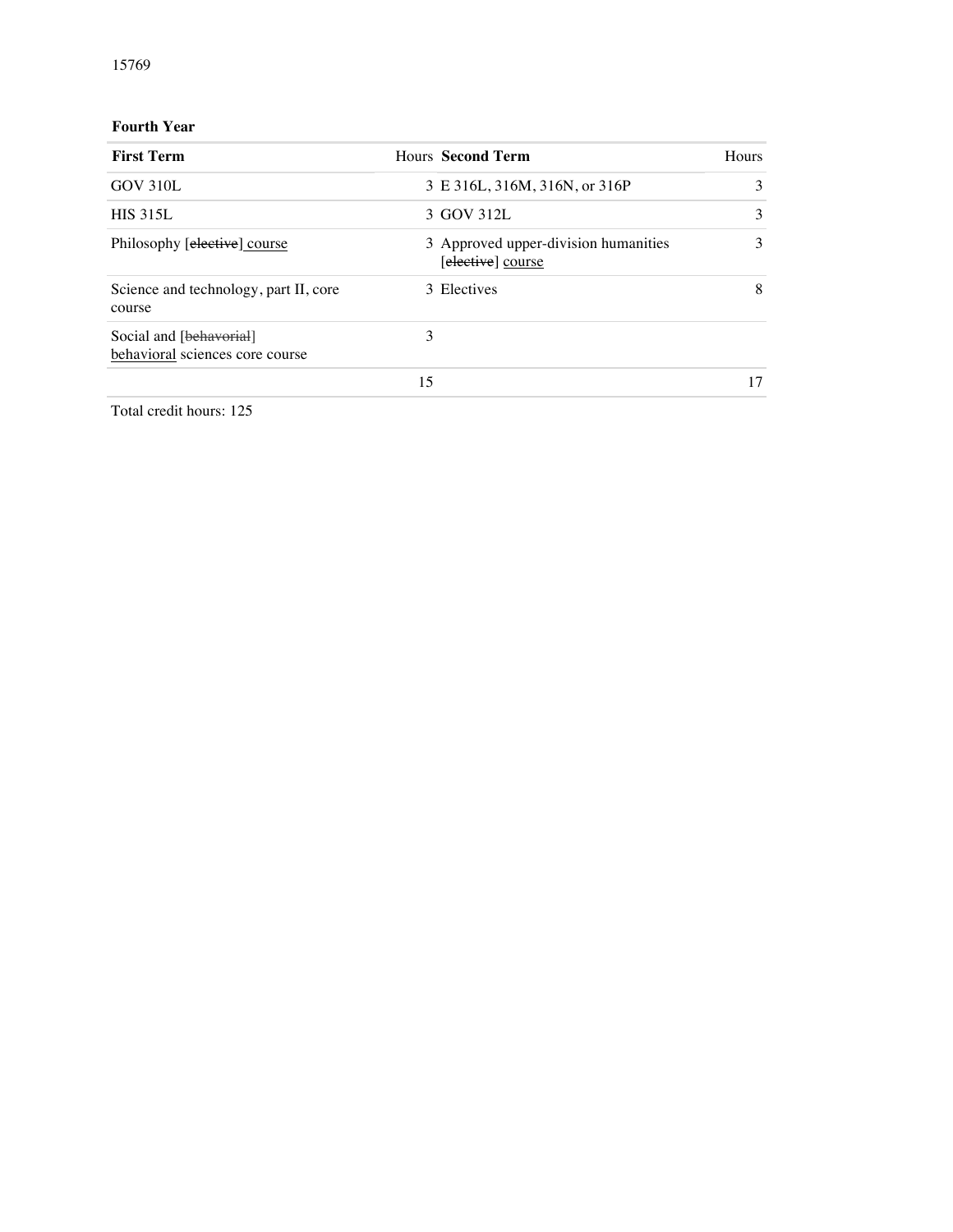**Fourth Year**

| First Term | Hours | Second Term | Hours |
|---|---|---|---|
| GOV 310L | 3 | E 316L, 316M, 316N, or 316P | 3 |
| HIS 315L | 3 | GOV 312L | 3 |
| Philosophy [~~elective~~] <u>course</u> | 3 | Approved upper-division humanities [~~elective~~] <u>course</u> | 3 |
| Science and technology, part II, core course | 3 | Electives | 8 |
| Social and [~~behavorial~~] <u>behavioral</u> sciences core course | 3 | | |
| | 15 | | 17 |

Total credit hours: 125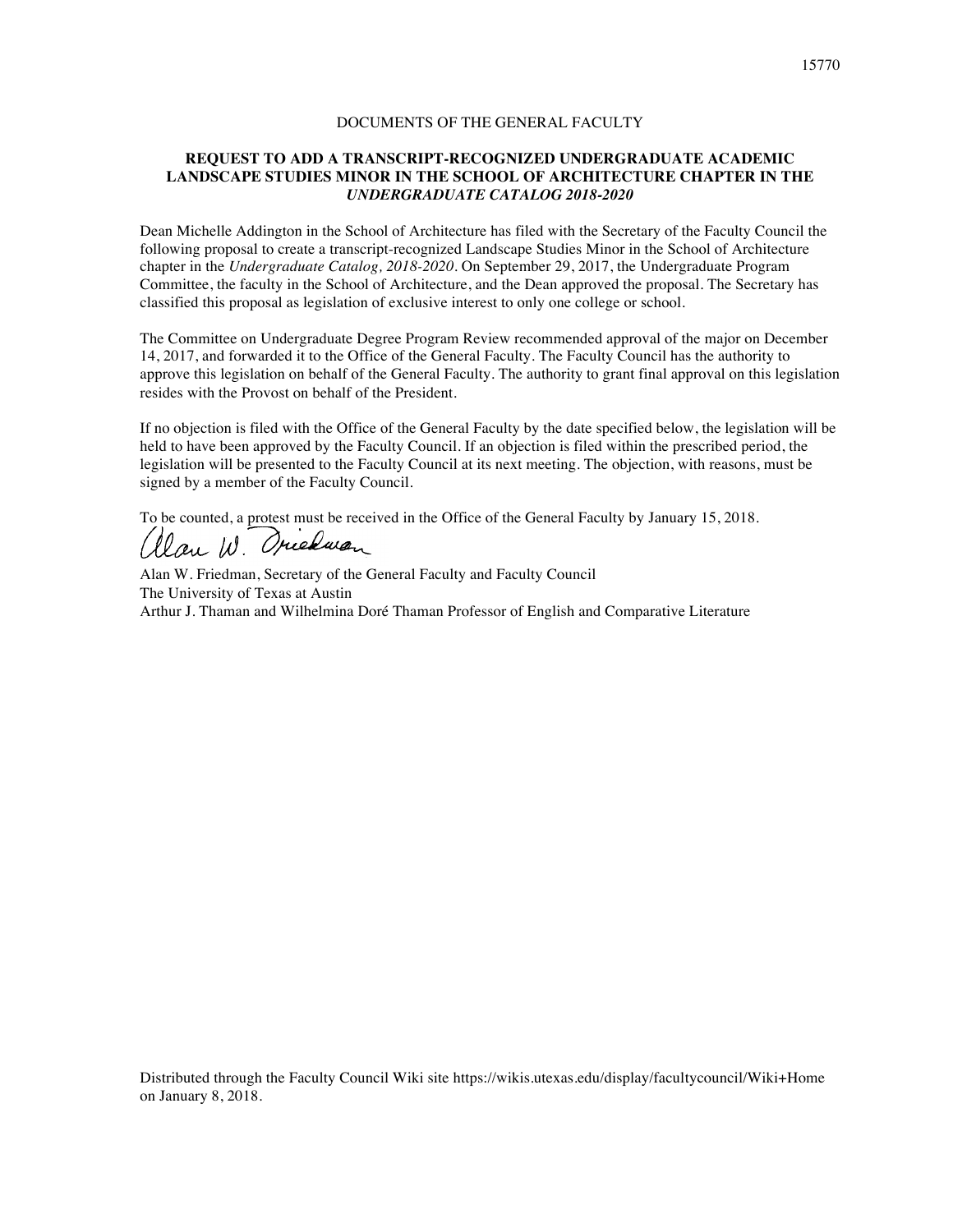DOCUMENTS OF THE GENERAL FACULTY

**REQUEST TO ADD A TRANSCRIPT-RECOGNIZED UNDERGRADUATE ACADEMIC LANDSCAPE STUDIES MINOR IN THE SCHOOL OF ARCHITECTURE CHAPTER IN THE *UNDERGRADUATE CATALOG 2018-2020***

Dean Michelle Addington in the School of Architecture has filed with the Secretary of the Faculty Council the following proposal to create a transcript-recognized Landscape Studies Minor in the School of Architecture chapter in the *Undergraduate Catalog, 2018-2020*. On September 29, 2017, the Undergraduate Program Committee, the faculty in the School of Architecture, and the Dean approved the proposal. The Secretary has classified this proposal as legislation of exclusive interest to only one college or school.

The Committee on Undergraduate Degree Program Review recommended approval of the major on December 14, 2017, and forwarded it to the Office of the General Faculty. The Faculty Council has the authority to approve this legislation on behalf of the General Faculty. The authority to grant final approval on this legislation resides with the Provost on behalf of the President.

If no objection is filed with the Office of the General Faculty by the date specified below, the legislation will be held to have been approved by the Faculty Council. If an objection is filed within the prescribed period, the legislation will be presented to the Faculty Council at its next meeting. The objection, with reasons, must be signed by a member of the Faculty Council.

To be counted, a protest must be received in the Office of the General Faculty by January 15, 2018.

Alan W. Friedman, Secretary of the General Faculty and Faculty Council
The University of Texas at Austin
Arthur J. Thaman and Wilhelmina Doré Thaman Professor of English and Comparative Literature

Distributed through the Faculty Council Wiki site https://wikis.utexas.edu/display/facultycouncil/Wiki+Home on January 8, 2018.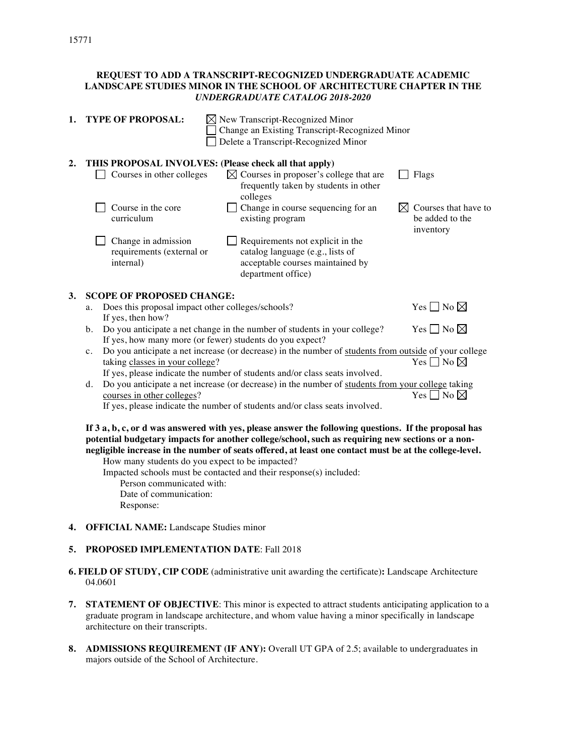15771

**REQUEST TO ADD A TRANSCRIPT-RECOGNIZED UNDERGRADUATE ACADEMIC LANDSCAPE STUDIES MINOR IN THE SCHOOL OF ARCHITECTURE CHAPTER IN THE *UNDERGRADUATE CATALOG 2018-2020***

1. **TYPE OF PROPOSAL:**
   - ☒ New Transcript-Recognized Minor
   - ☐ Change an Existing Transcript-Recognized Minor
   - ☐ Delete a Transcript-Recognized Minor

2. **THIS PROPOSAL INVOLVES: (Please check all that apply)**
   - ☐ Courses in other colleges
   - ☒ Courses in proposer's college that are frequently taken by students in other colleges
   - ☐ Flags
   - ☐ Course in the core curriculum
   - ☐ Change in course sequencing for an existing program
   - ☒ Courses that have to be added to the inventory
   - ☐ Change in admission requirements (external or internal)
   - ☐ Requirements not explicit in the catalog language (e.g., lists of acceptable courses maintained by department office)

3. **SCOPE OF PROPOSED CHANGE:**
   a. Does this proposal impact other colleges/schools? Yes ☐ No ☒
      If yes, then how?
   b. Do you anticipate a net change in the number of students in your college? Yes ☐ No ☒
      If yes, how many more (or fewer) students do you expect?
   c. Do you anticipate a net increase (or decrease) in the number of students from outside of your college taking classes in your college? Yes ☐ No ☒
      If yes, please indicate the number of students and/or class seats involved.
   d. Do you anticipate a net increase (or decrease) in the number of students from your college taking courses in other colleges? Yes ☐ No ☒
      If yes, please indicate the number of students and/or class seats involved.

   **If 3 a, b, c, or d was answered with yes, please answer the following questions. If the proposal has potential budgetary impacts for another college/school, such as requiring new sections or a non-negligible increase in the number of seats offered, at least one contact must be at the college-level.**

   How many students do you expect to be impacted?
   Impacted schools must be contacted and their response(s) included:
   - Person communicated with:
   - Date of communication:
   - Response:

4. **OFFICIAL NAME:** Landscape Studies minor

5. **PROPOSED IMPLEMENTATION DATE**: Fall 2018

6. **FIELD OF STUDY, CIP CODE** (administrative unit awarding the certificate)**:** Landscape Architecture 04.0601

7. **STATEMENT OF OBJECTIVE**: This minor is expected to attract students anticipating application to a graduate program in landscape architecture, and whom value having a minor specifically in landscape architecture on their transcripts.

8. **ADMISSIONS REQUIREMENT (IF ANY):** Overall UT GPA of 2.5; available to undergraduates in majors outside of the School of Architecture.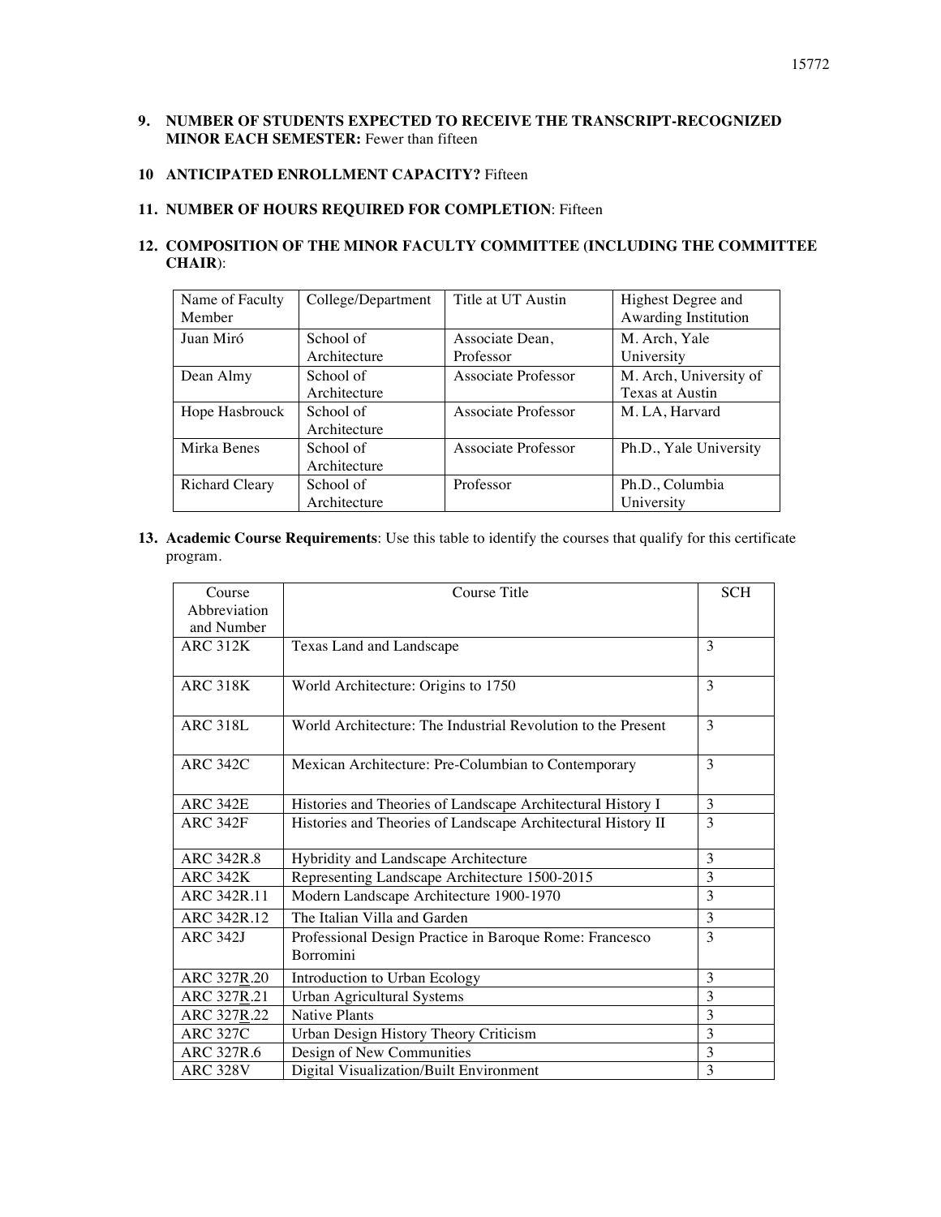**9. NUMBER OF STUDENTS EXPECTED TO RECEIVE THE TRANSCRIPT-RECOGNIZED MINOR EACH SEMESTER:** Fewer than fifteen

**10 ANTICIPATED ENROLLMENT CAPACITY?** Fifteen

**11. NUMBER OF HOURS REQUIRED FOR COMPLETION**: Fifteen

**12. COMPOSITION OF THE MINOR FACULTY COMMITTEE (INCLUDING THE COMMITTEE CHAIR)**:

| Name of Faculty Member | College/Department | Title at UT Austin | Highest Degree and Awarding Institution |
| --- | --- | --- | --- |
| Juan Miró | School of Architecture | Associate Dean, Professor | M. Arch, Yale University |
| Dean Almy | School of Architecture | Associate Professor | M. Arch, University of Texas at Austin |
| Hope Hasbrouck | School of Architecture | Associate Professor | M. LA, Harvard |
| Mirka Benes | School of Architecture | Associate Professor | Ph.D., Yale University |
| Richard Cleary | School of Architecture | Professor | Ph.D., Columbia University |

**13. Academic Course Requirements**: Use this table to identify the courses that qualify for this certificate program.

| Course Abbreviation and Number | Course Title | SCH |
| --- | --- | --- |
| ARC 312K | Texas Land and Landscape | 3 |
| ARC 318K | World Architecture: Origins to 1750 | 3 |
| ARC 318L | World Architecture: The Industrial Revolution to the Present | 3 |
| ARC 342C | Mexican Architecture: Pre-Columbian to Contemporary | 3 |
| ARC 342E | Histories and Theories of Landscape Architectural History I | 3 |
| ARC 342F | Histories and Theories of Landscape Architectural History II | 3 |
| ARC 342R.8 | Hybridity and Landscape Architecture | 3 |
| ARC 342K | Representing Landscape Architecture 1500-2015 | 3 |
| ARC 342R.11 | Modern Landscape Architecture 1900-1970 | 3 |
| ARC 342R.12 | The Italian Villa and Garden | 3 |
| ARC 342J | Professional Design Practice in Baroque Rome: Francesco Borromini | 3 |
| ARC 327R.20 | Introduction to Urban Ecology | 3 |
| ARC 327R.21 | Urban Agricultural Systems | 3 |
| ARC 327R.22 | Native Plants | 3 |
| ARC 327C | Urban Design History Theory Criticism | 3 |
| ARC 327R.6 | Design of New Communities | 3 |
| ARC 328V | Digital Visualization/Built Environment | 3 |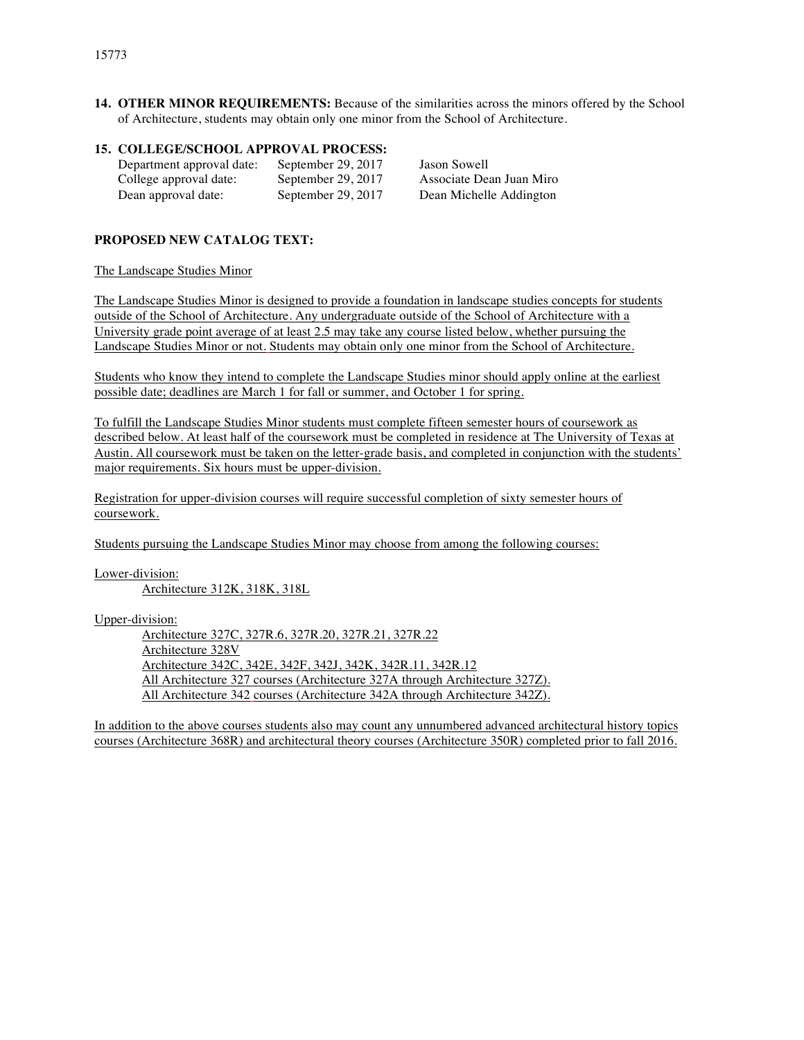**14. OTHER MINOR REQUIREMENTS:** Because of the similarities across the minors offered by the School of Architecture, students may obtain only one minor from the School of Architecture.

**15. COLLEGE/SCHOOL APPROVAL PROCESS:**

| | | |
|---|---|---|
| Department approval date: | September 29, 2017 | Jason Sowell |
| College approval date: | September 29, 2017 | Associate Dean Juan Miro |
| Dean approval date: | September 29, 2017 | Dean Michelle Addington |

**PROPOSED NEW CATALOG TEXT:**

The Landscape Studies Minor

The Landscape Studies Minor is designed to provide a foundation in landscape studies concepts for students outside of the School of Architecture. Any undergraduate outside of the School of Architecture with a University grade point average of at least 2.5 may take any course listed below, whether pursuing the Landscape Studies Minor or not. Students may obtain only one minor from the School of Architecture.

Students who know they intend to complete the Landscape Studies minor should apply online at the earliest possible date; deadlines are March 1 for fall or summer, and October 1 for spring.

To fulfill the Landscape Studies Minor students must complete fifteen semester hours of coursework as described below. At least half of the coursework must be completed in residence at The University of Texas at Austin. All coursework must be taken on the letter-grade basis, and completed in conjunction with the students' major requirements. Six hours must be upper-division.

Registration for upper-division courses will require successful completion of sixty semester hours of coursework.

Students pursuing the Landscape Studies Minor may choose from among the following courses:

Lower-division:

- Architecture 312K, 318K, 318L

Upper-division:

- Architecture 327C, 327R.6, 327R.20, 327R.21, 327R.22
- Architecture 328V
- Architecture 342C, 342E, 342F, 342J, 342K, 342R.11, 342R.12
- All Architecture 327 courses (Architecture 327A through Architecture 327Z).
- All Architecture 342 courses (Architecture 342A through Architecture 342Z).

In addition to the above courses students also may count any unnumbered advanced architectural history topics courses (Architecture 368R) and architectural theory courses (Architecture 350R) completed prior to fall 2016.